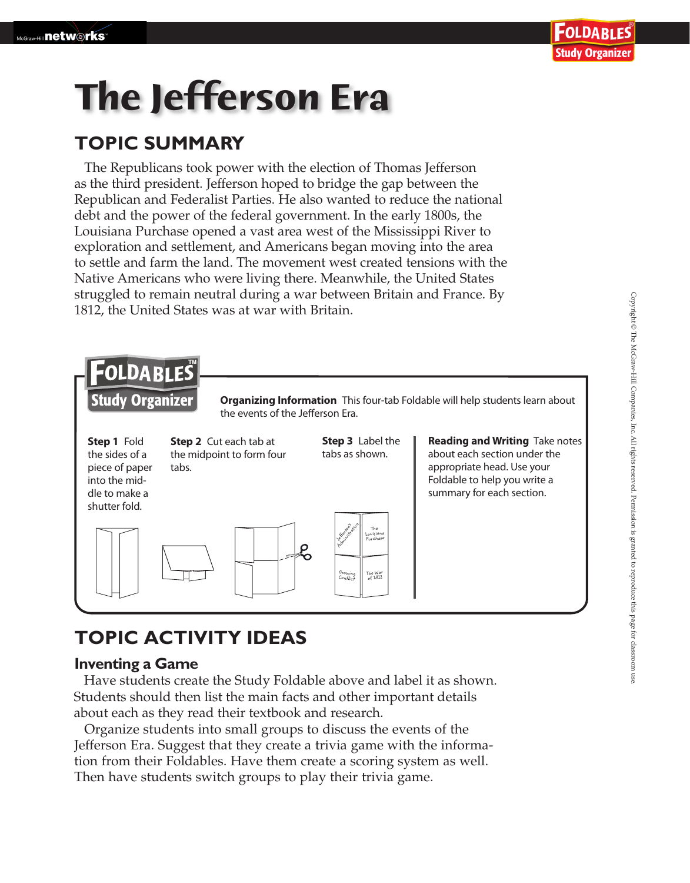# The Jefferson Era

## TOPIC SUMMARY

The Republicans took power with the election of Thomas Jefferson as the third president. Jefferson hoped to bridge the gap between the Republican and Federalist Parties. He also wanted to reduce the national debt and the power of the federal government. In the early 1800s, the Louisiana Purchase opened a vast area west of the Mississippi River to exploration and settlement, and Americans began moving into the area to settle and farm the land. The movement west created tensions with the Native Americans who were living there. Meanwhile, the United States struggled to remain neutral during a war between Britain and France. By 1812, the United States was at war with Britain.

**FOLDABLES™ Study Organizer**

**Organizing Information** This four-tab Foldable will help students learn about the events of the Jefferson Era.

**Step 1** Fold the sides of a piece of paper into the middle to make a shutter fold.

**Step 2** Cut each tab at the midpoint to form four tabs.

**Step 3** Label the tabs as shown.

Jefferson's Administration
The Louisiana Purchase
Growing Conflict
The War of 1812

**Reading and Writing** Take notes about each section under the appropriate head. Use your Foldable to help you write a summary for each section.

## TOPIC ACTIVITY IDEAS

### Inventing a Game

Have students create the Study Foldable above and label it as shown. Students should then list the main facts and other important details about each as they read their textbook and research.

Organize students into small groups to discuss the events of the Jefferson Era. Suggest that they create a trivia game with the information from their Foldables. Have them create a scoring system as well. Then have students switch groups to play their trivia game.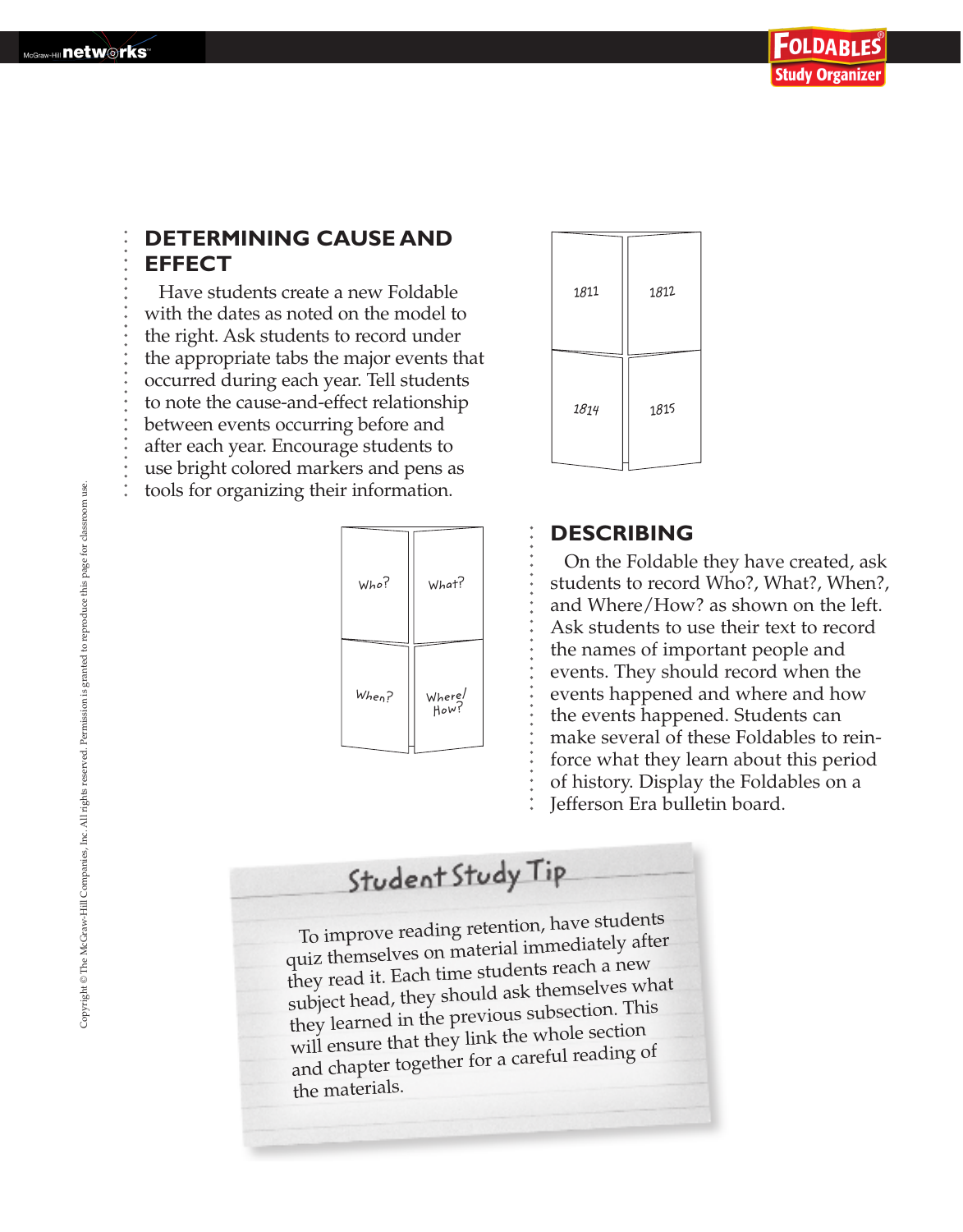## DETERMINING CAUSE AND EFFECT

Have students create a new Foldable with the dates as noted on the model to the right. Ask students to record under the appropriate tabs the major events that occurred during each year. Tell students to note the cause-and-effect relationship between events occurring before and after each year. Encourage students to use bright colored markers and pens as tools for organizing their information.

1811

1812

1814

1815

Who?

What?

When?

Where/How?

## DESCRIBING

On the Foldable they have created, ask students to record Who?, What?, When?, and Where/How? as shown on the left. Ask students to use their text to record the names of important people and events. They should record when the events happened and where and how the events happened. Students can make several of these Foldables to reinforce what they learn about this period of history. Display the Foldables on a Jefferson Era bulletin board.

### Student Study Tip

To improve reading retention, have students quiz themselves on material immediately after they read it. Each time students reach a new subject head, they should ask themselves what they learned in the previous subsection. This will ensure that they link the whole section and chapter together for a careful reading of the materials.